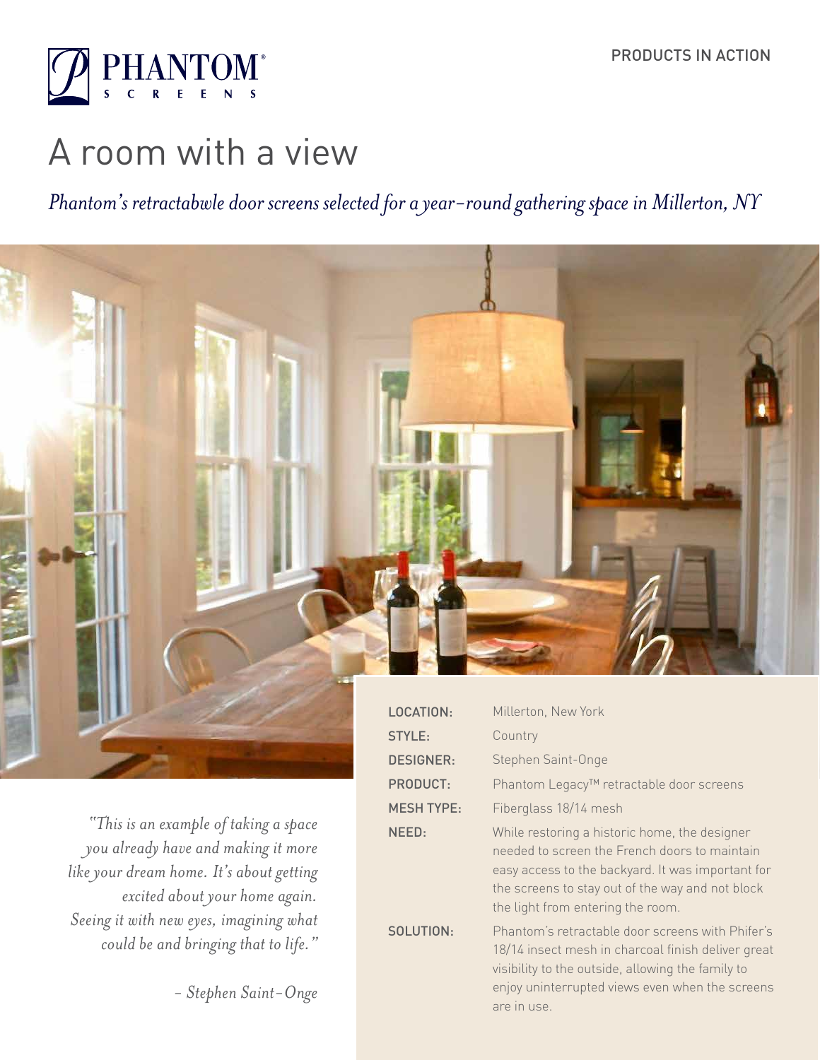PHANTOM® SCREENS

PRODUCTS IN ACTION

# A room with a view

*Phantom's retractabwle door screens selected for a year-round gathering space in Millerton, NY*

| | |
|---|---|
| LOCATION: | Millerton, New York |
| STYLE: | Country |
| DESIGNER: | Stephen Saint-Onge |
| PRODUCT: | Phantom Legacy™ retractable door screens |
| MESH TYPE: | Fiberglass 18/14 mesh |
| NEED: | While restoring a historic home, the designer needed to screen the French doors to maintain easy access to the backyard. It was important for the screens to stay out of the way and not block the light from entering the room. |
| SOLUTION: | Phantom's retractable door screens with Phifer's 18/14 insect mesh in charcoal finish deliver great visibility to the outside, allowing the family to enjoy uninterrupted views even when the screens are in use. |

*"This is an example of taking a space you already have and making it more like your dream home. It's about getting excited about your home again. Seeing it with new eyes, imagining what could be and bringing that to life."*

*– Stephen Saint-Onge*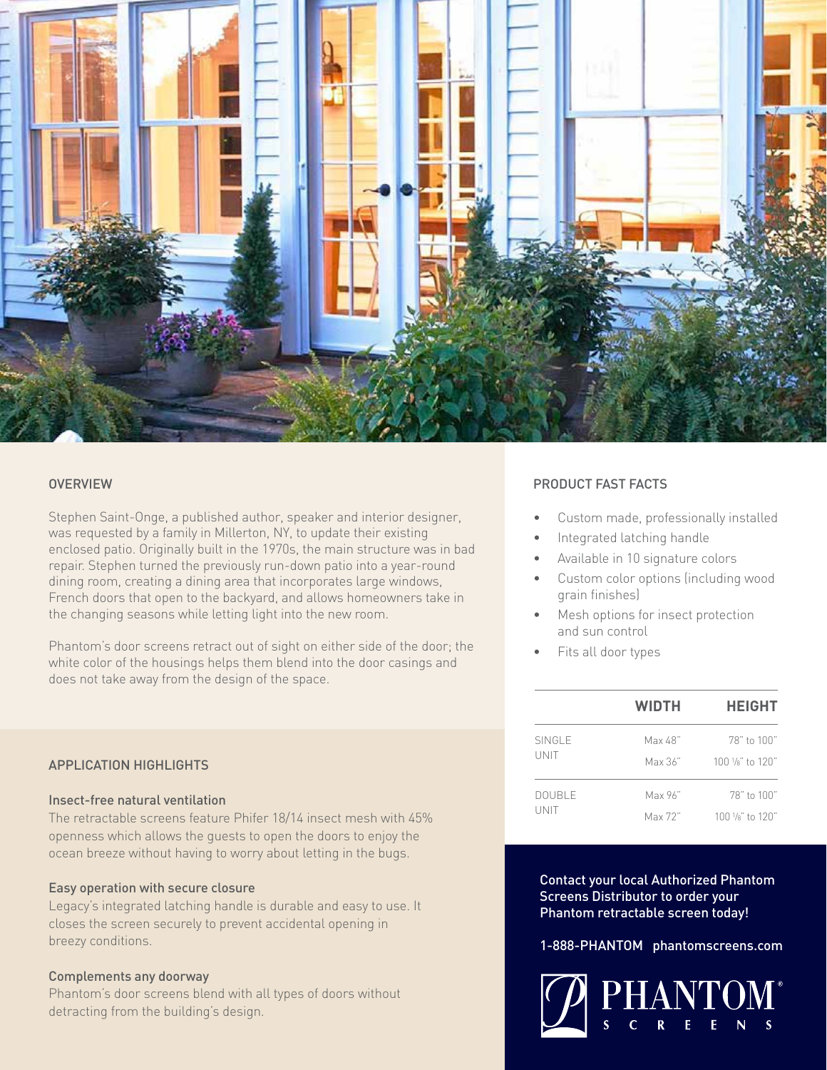## OVERVIEW

Stephen Saint-Onge, a published author, speaker and interior designer, was requested by a family in Millerton, NY, to update their existing enclosed patio. Originally built in the 1970s, the main structure was in bad repair. Stephen turned the previously run-down patio into a year-round dining room, creating a dining area that incorporates large windows, French doors that open to the backyard, and allows homeowners take in the changing seasons while letting light into the new room.

Phantom's door screens retract out of sight on either side of the door; the white color of the housings helps them blend into the door casings and does not take away from the design of the space.

## APPLICATION HIGHLIGHTS

### Insect-free natural ventilation

The retractable screens feature Phifer 18/14 insect mesh with 45% openness which allows the guests to open the doors to enjoy the ocean breeze without having to worry about letting in the bugs.

### Easy operation with secure closure

Legacy's integrated latching handle is durable and easy to use. It closes the screen securely to prevent accidental opening in breezy conditions.

### Complements any doorway

Phantom's door screens blend with all types of doors without detracting from the building's design.

## PRODUCT FAST FACTS

- Custom made, professionally installed
- Integrated latching handle
- Available in 10 signature colors
- Custom color options (including wood grain finishes)
- Mesh options for insect protection and sun control
- Fits all door types

| | WIDTH | HEIGHT |
|---|---|---|
| SINGLE UNIT | Max 48" | 78" to 100" |
| | Max 36" | 100 1/8" to 120" |
| DOUBLE UNIT | Max 96" | 78" to 100" |
| | Max 72" | 100 1/8" to 120" |

Contact your local Authorized Phantom Screens Distributor to order your Phantom retractable screen today!

1-888-PHANTOM phantomscreens.com

PHANTOM® SCREENS